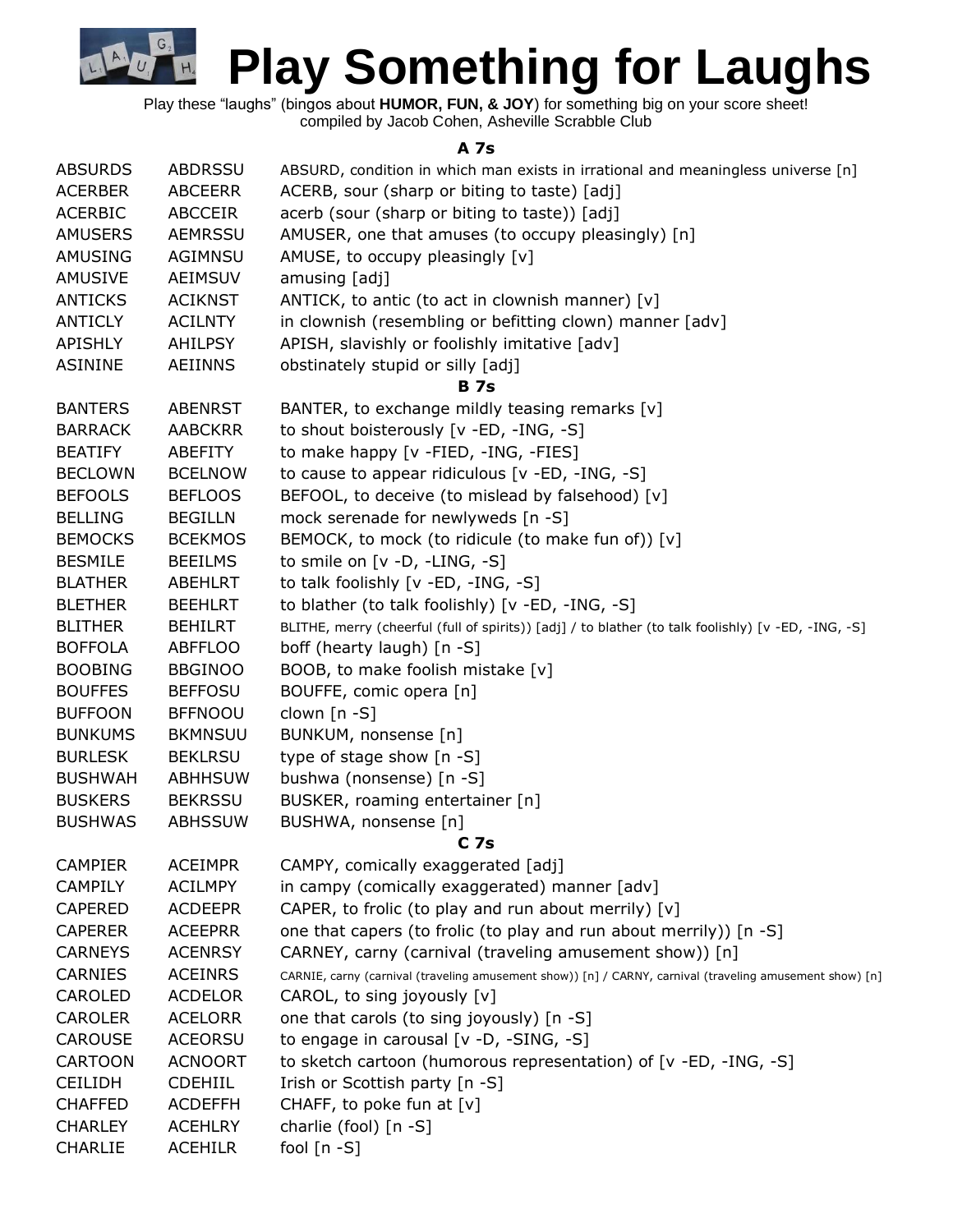# Play Something for Laughs

Play these "laughs" (bingos about **HUMOR, FUN, & JOY**) for something big on your score sheet!
compiled by Jacob Cohen, Asheville Scrabble Club

### A 7s

| | | |
|---|---|---|
| ABSURDS | ABDRSSU | ABSURD, condition in which man exists in irrational and meaningless universe [n] |
| ACERBER | ABCEERR | ACERB, sour (sharp or biting to taste) [adj] |
| ACERBIC | ABCCEIR | acerb (sour (sharp or biting to taste)) [adj] |
| AMUSERS | AEMRSSU | AMUSER, one that amuses (to occupy pleasingly) [n] |
| AMUSING | AGIMNSU | AMUSE, to occupy pleasingly [v] |
| AMUSIVE | AEIMSUV | amusing [adj] |
| ANTICKS | ACIKNST | ANTICK, to antic (to act in clownish manner) [v] |
| ANTICLY | ACILNTY | in clownish (resembling or befitting clown) manner [adv] |
| APISHLY | AHILPSY | APISH, slavishly or foolishly imitative [adv] |
| ASININE | AEIINNS | obstinately stupid or silly [adj] |

### B 7s

| | | |
|---|---|---|
| BANTERS | ABENRST | BANTER, to exchange mildly teasing remarks [v] |
| BARRACK | AABCKRR | to shout boisterously [v -ED, -ING, -S] |
| BEATIFY | ABEFITY | to make happy [v -FIED, -ING, -FIES] |
| BECLOWN | BCELNOW | to cause to appear ridiculous [v -ED, -ING, -S] |
| BEFOOLS | BEFLOOS | BEFOOL, to deceive (to mislead by falsehood) [v] |
| BELLING | BEGILLN | mock serenade for newlyweds [n -S] |
| BEMOCKS | BCEKMOS | BEMOCK, to mock (to ridicule (to make fun of)) [v] |
| BESMILE | BEEILMS | to smile on [v -D, -LING, -S] |
| BLATHER | ABEHLRT | to talk foolishly [v -ED, -ING, -S] |
| BLETHER | BEEHLRT | to blather (to talk foolishly) [v -ED, -ING, -S] |
| BLITHER | BEHILRT | BLITHE, merry (cheerful (full of spirits)) [adj] / to blather (to talk foolishly) [v -ED, -ING, -S] |
| BOFFOLA | ABFFLOO | boff (hearty laugh) [n -S] |
| BOOBING | BBGINOO | BOOB, to make foolish mistake [v] |
| BOUFFES | BEFFOSU | BOUFFE, comic opera [n] |
| BUFFOON | BFFNOOU | clown [n -S] |
| BUNKUMS | BKMNSUU | BUNKUM, nonsense [n] |
| BURLESK | BEKLRSU | type of stage show [n -S] |
| BUSHWAH | ABHHSUW | bushwa (nonsense) [n -S] |
| BUSKERS | BEKRSSU | BUSKER, roaming entertainer [n] |
| BUSHWAS | ABHSSUW | BUSHWA, nonsense [n] |

### C 7s

| | | |
|---|---|---|
| CAMPIER | ACEIMPR | CAMPY, comically exaggerated [adj] |
| CAMPILY | ACILMPY | in campy (comically exaggerated) manner [adv] |
| CAPERED | ACDEEPR | CAPER, to frolic (to play and run about merrily) [v] |
| CAPERER | ACEEPRR | one that capers (to frolic (to play and run about merrily)) [n -S] |
| CARNEYS | ACENRSY | CARNEY, carny (carnival (traveling amusement show)) [n] |
| CARNIES | ACEINRS | CARNIE, carny (carnival (traveling amusement show)) [n] / CARNY, carnival (traveling amusement show) [n] |
| CAROLED | ACDELOR | CAROL, to sing joyously [v] |
| CAROLER | ACELORR | one that carols (to sing joyously) [n -S] |
| CAROUSE | ACEORSU | to engage in carousal [v -D, -SING, -S] |
| CARTOON | ACNOORT | to sketch cartoon (humorous representation) of [v -ED, -ING, -S] |
| CEILIDH | CDEHIIL | Irish or Scottish party [n -S] |
| CHAFFED | ACDEFFH | CHAFF, to poke fun at [v] |
| CHARLEY | ACEHLRY | charlie (fool) [n -S] |
| CHARLIE | ACEHILR | fool [n -S] |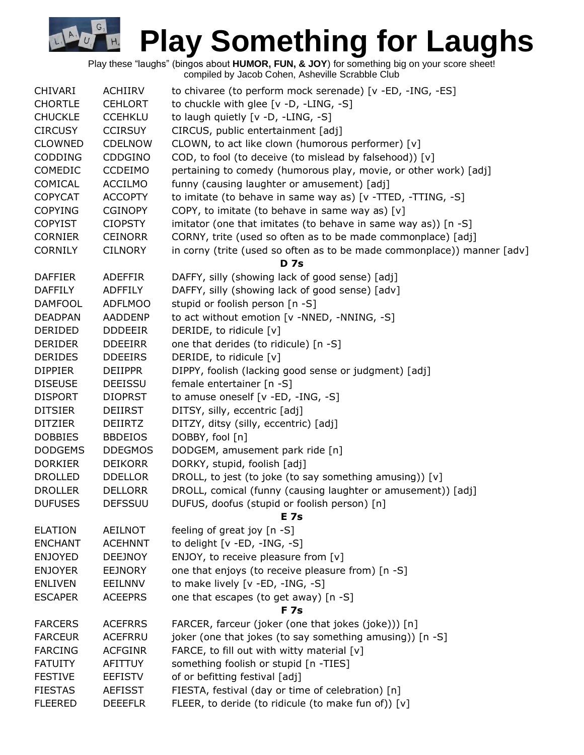# Play Something for Laughs

Play these "laughs" (bingos about **HUMOR, FUN, & JOY**) for something big on your score sheet!
compiled by Jacob Cohen, Asheville Scrabble Club

| | | |
|---|---|---|
| CHIVARI | ACHIIRV | to chivaree (to perform mock serenade) [v -ED, -ING, -ES] |
| CHORTLE | CEHLORT | to chuckle with glee [v -D, -LING, -S] |
| CHUCKLE | CCEHKLU | to laugh quietly [v -D, -LING, -S] |
| CIRCUSY | CCIRSUY | CIRCUS, public entertainment [adj] |
| CLOWNED | CDELNOW | CLOWN, to act like clown (humorous performer) [v] |
| CODDING | CDDGINO | COD, to fool (to deceive (to mislead by falsehood)) [v] |
| COMEDIC | CCDEIMO | pertaining to comedy (humorous play, movie, or other work) [adj] |
| COMICAL | ACCILMO | funny (causing laughter or amusement) [adj] |
| COPYCAT | ACCOPTY | to imitate (to behave in same way as) [v -TTED, -TTING, -S] |
| COPYING | CGINOPY | COPY, to imitate (to behave in same way as) [v] |
| COPYIST | CIOPSTY | imitator (one that imitates (to behave in same way as)) [n -S] |
| CORNIER | CEINORR | CORNY, trite (used so often as to be made commonplace) [adj] |
| CORNILY | CILNORY | in corny (trite (used so often as to be made commonplace)) manner [adv] |
| | | **D 7s** |
| DAFFIER | ADEFFIR | DAFFY, silly (showing lack of good sense) [adj] |
| DAFFILY | ADFFILY | DAFFY, silly (showing lack of good sense) [adv] |
| DAMFOOL | ADFLMOO | stupid or foolish person [n -S] |
| DEADPAN | AADDENP | to act without emotion [v -NNED, -NNING, -S] |
| DERIDED | DDDEEIR | DERIDE, to ridicule [v] |
| DERIDER | DDEEIRR | one that derides (to ridicule) [n -S] |
| DERIDES | DDEEIRS | DERIDE, to ridicule [v] |
| DIPPIER | DEIIPPR | DIPPY, foolish (lacking good sense or judgment) [adj] |
| DISEUSE | DEEISSU | female entertainer [n -S] |
| DISPORT | DIOPRST | to amuse oneself [v -ED, -ING, -S] |
| DITSIER | DEIIRST | DITSY, silly, eccentric [adj] |
| DITZIER | DEIIRTZ | DITZY, ditsy (silly, eccentric) [adj] |
| DOBBIES | BBDEIOS | DOBBY, fool [n] |
| DODGEMS | DDEGMOS | DODGEM, amusement park ride [n] |
| DORKIER | DEIKORR | DORKY, stupid, foolish [adj] |
| DROLLED | DDELLOR | DROLL, to jest (to joke (to say something amusing)) [v] |
| DROLLER | DELLORR | DROLL, comical (funny (causing laughter or amusement)) [adj] |
| DUFUSES | DEFSSUU | DUFUS, doofus (stupid or foolish person) [n] |
| | | **E 7s** |
| ELATION | AEILNOT | feeling of great joy [n -S] |
| ENCHANT | ACEHNNT | to delight [v -ED, -ING, -S] |
| ENJOYED | DEEJNOY | ENJOY, to receive pleasure from [v] |
| ENJOYER | EEJNORY | one that enjoys (to receive pleasure from) [n -S] |
| ENLIVEN | EEILNNV | to make lively [v -ED, -ING, -S] |
| ESCAPER | ACEEPRS | one that escapes (to get away) [n -S] |
| | | **F 7s** |
| FARCERS | ACEFRRS | FARCER, farceur (joker (one that jokes (joke))) [n] |
| FARCEUR | ACEFRRU | joker (one that jokes (to say something amusing)) [n -S] |
| FARCING | ACFGINR | FARCE, to fill out with witty material [v] |
| FATUITY | AFITTUY | something foolish or stupid [n -TIES] |
| FESTIVE | EEFISTV | of or befitting festival [adj] |
| FIESTAS | AEFISST | FIESTA, festival (day or time of celebration) [n] |
| FLEERED | DEEEFLR | FLEER, to deride (to ridicule (to make fun of)) [v] |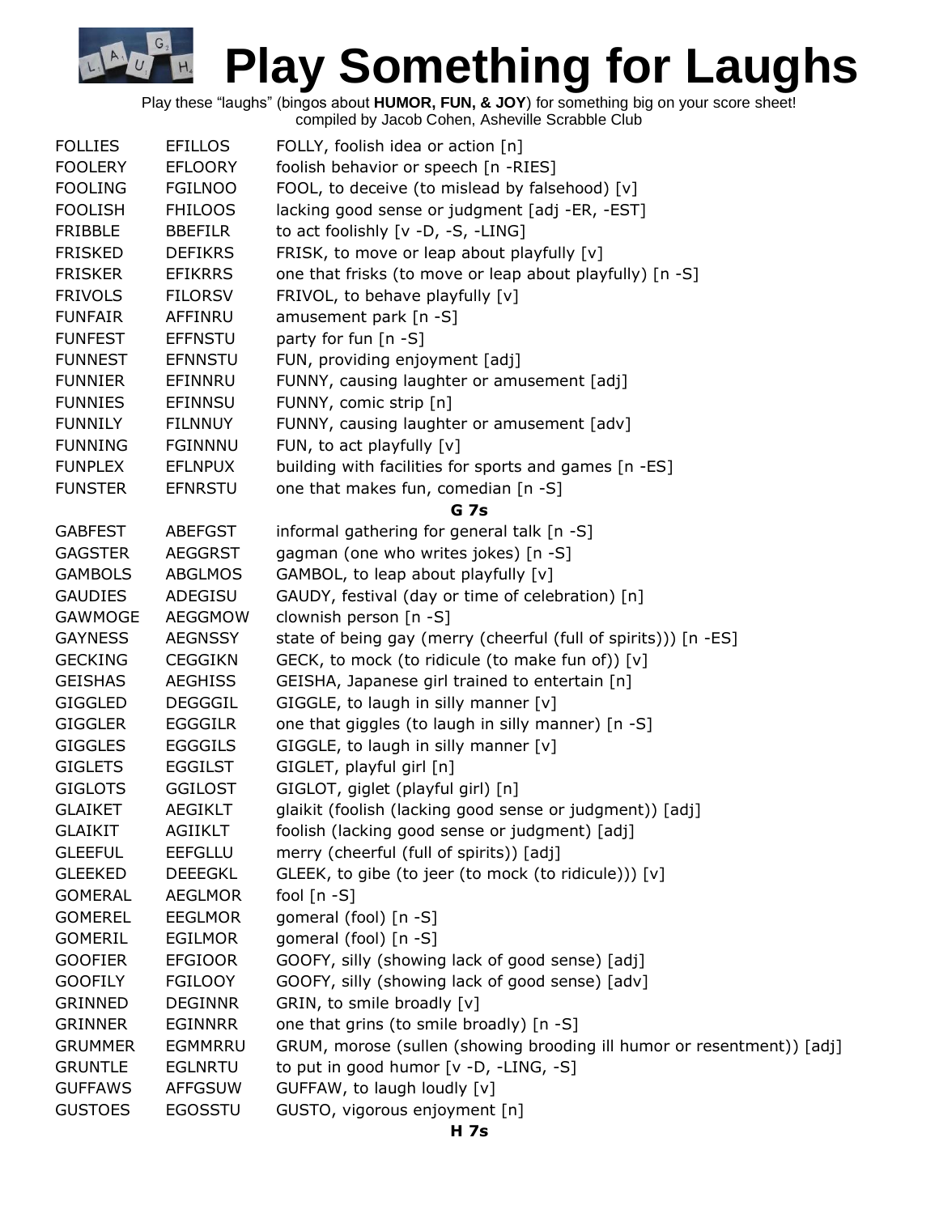# Play Something for Laughs

Play these "laughs" (bingos about **HUMOR, FUN, & JOY**) for something big on your score sheet!
compiled by Jacob Cohen, Asheville Scrabble Club

| | | |
|---|---|---|
| FOLLIES | EFILLOS | FOLLY, foolish idea or action [n] |
| FOOLERY | EFLOORY | foolish behavior or speech [n -RIES] |
| FOOLING | FGILNOO | FOOL, to deceive (to mislead by falsehood) [v] |
| FOOLISH | FHILOOS | lacking good sense or judgment [adj -ER, -EST] |
| FRIBBLE | BBEFILR | to act foolishly [v -D, -S, -LING] |
| FRISKED | DEFIKRS | FRISK, to move or leap about playfully [v] |
| FRISKER | EFIKRRS | one that frisks (to move or leap about playfully) [n -S] |
| FRIVOLS | FILORSV | FRIVOL, to behave playfully [v] |
| FUNFAIR | AFFINRU | amusement park [n -S] |
| FUNFEST | EFFNSTU | party for fun [n -S] |
| FUNNEST | EFNNSTU | FUN, providing enjoyment [adj] |
| FUNNIER | EFINNRU | FUNNY, causing laughter or amusement [adj] |
| FUNNIES | EFINNSU | FUNNY, comic strip [n] |
| FUNNILY | FILNNUY | FUNNY, causing laughter or amusement [adv] |
| FUNNING | FGINNNU | FUN, to act playfully [v] |
| FUNPLEX | EFLNPUX | building with facilities for sports and games [n -ES] |
| FUNSTER | EFNRSTU | one that makes fun, comedian [n -S] |
| | | **G 7s** |
| GABFEST | ABEFGST | informal gathering for general talk [n -S] |
| GAGSTER | AEGGRST | gagman (one who writes jokes) [n -S] |
| GAMBOLS | ABGLMOS | GAMBOL, to leap about playfully [v] |
| GAUDIES | ADEGISU | GAUDY, festival (day or time of celebration) [n] |
| GAWMOGE | AEGGMOW | clownish person [n -S] |
| GAYNESS | AEGNSSY | state of being gay (merry (cheerful (full of spirits))) [n -ES] |
| GECKING | CEGGIKN | GECK, to mock (to ridicule (to make fun of)) [v] |
| GEISHAS | AEGHISS | GEISHA, Japanese girl trained to entertain [n] |
| GIGGLED | DEGGGIL | GIGGLE, to laugh in silly manner [v] |
| GIGGLER | EGGGILR | one that giggles (to laugh in silly manner) [n -S] |
| GIGGLES | EGGGILS | GIGGLE, to laugh in silly manner [v] |
| GIGLETS | EGGILST | GIGLET, playful girl [n] |
| GIGLOTS | GGILOST | GIGLOT, giglet (playful girl) [n] |
| GLAIKET | AEGIKLT | glaikit (foolish (lacking good sense or judgment)) [adj] |
| GLAIKIT | AGIIKLT | foolish (lacking good sense or judgment) [adj] |
| GLEEFUL | EEFGLLU | merry (cheerful (full of spirits)) [adj] |
| GLEEKED | DEEEGKL | GLEEK, to gibe (to jeer (to mock (to ridicule))) [v] |
| GOMERAL | AEGLMOR | fool [n -S] |
| GOMEREL | EEGLMOR | gomeral (fool) [n -S] |
| GOMERIL | EGILMOR | gomeral (fool) [n -S] |
| GOOFIER | EFGIOOR | GOOFY, silly (showing lack of good sense) [adj] |
| GOOFILY | FGILOOY | GOOFY, silly (showing lack of good sense) [adv] |
| GRINNED | DEGINNR | GRIN, to smile broadly [v] |
| GRINNER | EGINNRR | one that grins (to smile broadly) [n -S] |
| GRUMMER | EGMMRRU | GRUM, morose (sullen (showing brooding ill humor or resentment)) [adj] |
| GRUNTLE | EGLNRTU | to put in good humor [v -D, -LING, -S] |
| GUFFAWS | AFFGSUW | GUFFAW, to laugh loudly [v] |
| GUSTOES | EGOSSTU | GUSTO, vigorous enjoyment [n] |
| | | **H 7s** |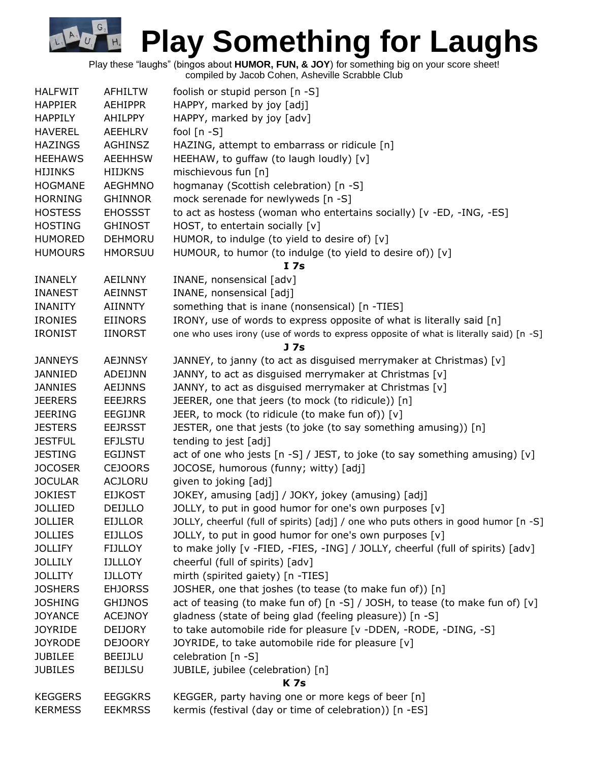# Play Something for Laughs

Play these "laughs" (bingos about **HUMOR, FUN, & JOY**) for something big on your score sheet!
compiled by Jacob Cohen, Asheville Scrabble Club

| | | |
|---|---|---|
| HALFWIT | AFHILTW | foolish or stupid person [n -S] |
| HAPPIER | AEHIPPR | HAPPY, marked by joy [adj] |
| HAPPILY | AHILPPY | HAPPY, marked by joy [adv] |
| HAVEREL | AEEHLRV | fool [n -S] |
| HAZINGS | AGHINSZ | HAZING, attempt to embarrass or ridicule [n] |
| HEEHAWS | AEEHHSW | HEEHAW, to guffaw (to laugh loudly) [v] |
| HIJINKS | HIIJKNS | mischievous fun [n] |
| HOGMANE | AEGHMNO | hogmanay (Scottish celebration) [n -S] |
| HORNING | GHINNOR | mock serenade for newlyweds [n -S] |
| HOSTESS | EHOSSST | to act as hostess (woman who entertains socially) [v -ED, -ING, -ES] |
| HOSTING | GHINOST | HOST, to entertain socially [v] |
| HUMORED | DEHMORU | HUMOR, to indulge (to yield to desire of) [v] |
| HUMOURS | HMORSUU | HUMOUR, to humor (to indulge (to yield to desire of)) [v] |
| | | **I 7s** |
| INANELY | AEILNNY | INANE, nonsensical [adv] |
| INANEST | AEINNST | INANE, nonsensical [adj] |
| INANITY | AIINNTY | something that is inane (nonsensical) [n -TIES] |
| IRONIES | EIINORS | IRONY, use of words to express opposite of what is literally said [n] |
| IRONIST | IINORST | one who uses irony (use of words to express opposite of what is literally said) [n -S] |
| | | **J 7s** |
| JANNEYS | AEJNNSY | JANNEY, to janny (to act as disguised merrymaker at Christmas) [v] |
| JANNIED | ADEIJNN | JANNY, to act as disguised merrymaker at Christmas [v] |
| JANNIES | AEIJNNS | JANNY, to act as disguised merrymaker at Christmas [v] |
| JEERERS | EEEJRRS | JEERER, one that jeers (to mock (to ridicule)) [n] |
| JEERING | EEGIJNR | JEER, to mock (to ridicule (to make fun of)) [v] |
| JESTERS | EEJRSST | JESTER, one that jests (to joke (to say something amusing)) [n] |
| JESTFUL | EFJLSTU | tending to jest [adj] |
| JESTING | EGIJNST | act of one who jests [n -S] / JEST, to joke (to say something amusing) [v] |
| JOCOSER | CEJOORS | JOCOSE, humorous (funny; witty) [adj] |
| JOCULAR | ACJLORU | given to joking [adj] |
| JOKIEST | EIJKOST | JOKEY, amusing [adj] / JOKY, jokey (amusing) [adj] |
| JOLLIED | DEIJLLO | JOLLY, to put in good humor for one's own purposes [v] |
| JOLLIER | EIJLLOR | JOLLY, cheerful (full of spirits) [adj] / one who puts others in good humor [n -S] |
| JOLLIES | EIJLLOS | JOLLY, to put in good humor for one's own purposes [v] |
| JOLLIFY | FIJLLOY | to make jolly [v -FIED, -FIES, -ING] / JOLLY, cheerful (full of spirits) [adv] |
| JOLLILY | IJLLLOY | cheerful (full of spirits) [adv] |
| JOLLITY | IJLLOTY | mirth (spirited gaiety) [n -TIES] |
| JOSHERS | EHJORSS | JOSHER, one that joshes (to tease (to make fun of)) [n] |
| JOSHING | GHIJNOS | act of teasing (to make fun of) [n -S] / JOSH, to tease (to make fun of) [v] |
| JOYANCE | ACEJNOY | gladness (state of being glad (feeling pleasure)) [n -S] |
| JOYRIDE | DEIJORY | to take automobile ride for pleasure [v -DDEN, -RODE, -DING, -S] |
| JOYRODE | DEJOORY | JOYRIDE, to take automobile ride for pleasure [v] |
| JUBILEE | BEEIJLU | celebration [n -S] |
| JUBILES | BEIJLSU | JUBILE, jubilee (celebration) [n] |
| | | **K 7s** |
| KEGGERS | EEGGKRS | KEGGER, party having one or more kegs of beer [n] |
| KERMESS | EEKMRSS | kermis (festival (day or time of celebration)) [n -ES] |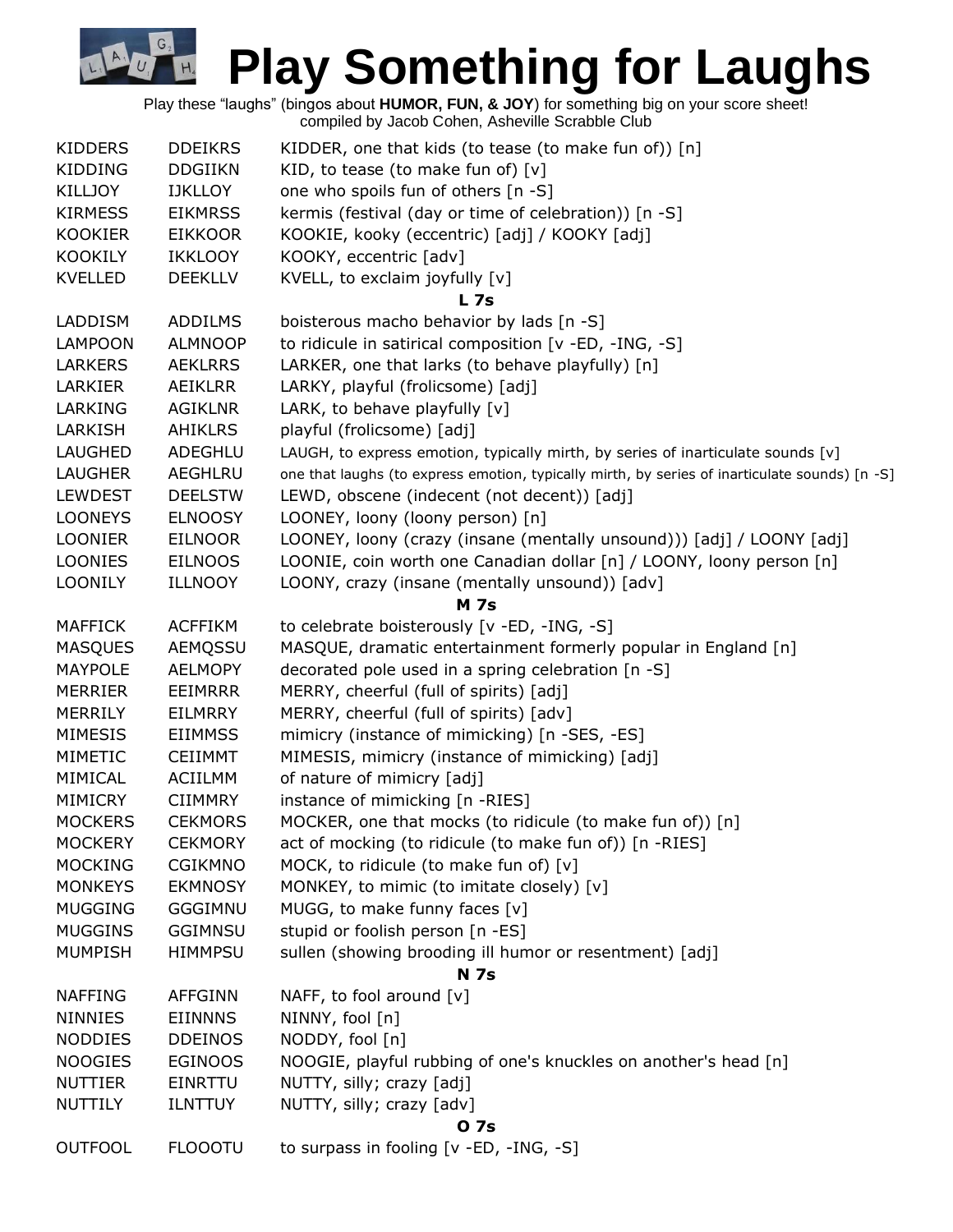# Play Something for Laughs

Play these "laughs" (bingos about **HUMOR, FUN, & JOY**) for something big on your score sheet!
compiled by Jacob Cohen, Asheville Scrabble Club

| | | |
|---|---|---|
| KIDDERS | DDEIKRS | KIDDER, one that kids (to tease (to make fun of)) [n] |
| KIDDING | DDGIIKN | KID, to tease (to make fun of) [v] |
| KILLJOY | IJKLLOY | one who spoils fun of others [n -S] |
| KIRMESS | EIKMRSS | kermis (festival (day or time of celebration)) [n -S] |
| KOOKIER | EIKKOOR | KOOKIE, kooky (eccentric) [adj] / KOOKY [adj] |
| KOOKILY | IKKLOOY | KOOKY, eccentric [adv] |
| KVELLED | DEEKLLV | KVELL, to exclaim joyfully [v] |
| | | **L 7s** |
| LADDISM | ADDILMS | boisterous macho behavior by lads [n -S] |
| LAMPOON | ALMNOOP | to ridicule in satirical composition [v -ED, -ING, -S] |
| LARKERS | AEKLRRS | LARKER, one that larks (to behave playfully) [n] |
| LARKIER | AEIKLRR | LARKY, playful (frolicsome) [adj] |
| LARKING | AGIKLNR | LARK, to behave playfully [v] |
| LARKISH | AHIKLRS | playful (frolicsome) [adj] |
| LAUGHED | ADEGHLU | LAUGH, to express emotion, typically mirth, by series of inarticulate sounds [v] |
| LAUGHER | AEGHLRU | one that laughs (to express emotion, typically mirth, by series of inarticulate sounds) [n -S] |
| LEWDEST | DEELSTW | LEWD, obscene (indecent (not decent)) [adj] |
| LOONEYS | ELNOOSY | LOONEY, loony (loony person) [n] |
| LOONIER | EILNOOR | LOONEY, loony (crazy (insane (mentally unsound))) [adj] / LOONY [adj] |
| LOONIES | EILNOOS | LOONIE, coin worth one Canadian dollar [n] / LOONY, loony person [n] |
| LOONILY | ILLNOOY | LOONY, crazy (insane (mentally unsound)) [adv] |
| | | **M 7s** |
| MAFFICK | ACFFIKM | to celebrate boisterously [v -ED, -ING, -S] |
| MASQUES | AEMQSSU | MASQUE, dramatic entertainment formerly popular in England [n] |
| MAYPOLE | AELMOPY | decorated pole used in a spring celebration [n -S] |
| MERRIER | EEIMRRR | MERRY, cheerful (full of spirits) [adj] |
| MERRILY | EILMRRY | MERRY, cheerful (full of spirits) [adv] |
| MIMESIS | EIIMMSS | mimicry (instance of mimicking) [n -SES, -ES] |
| MIMETIC | CEIIMMT | MIMESIS, mimicry (instance of mimicking) [adj] |
| MIMICAL | ACIILMM | of nature of mimicry [adj] |
| MIMICRY | CIIMMRY | instance of mimicking [n -RIES] |
| MOCKERS | CEKMORS | MOCKER, one that mocks (to ridicule (to make fun of)) [n] |
| MOCKERY | CEKMORY | act of mocking (to ridicule (to make fun of)) [n -RIES] |
| MOCKING | CGIKMNO | MOCK, to ridicule (to make fun of) [v] |
| MONKEYS | EKMNOSY | MONKEY, to mimic (to imitate closely) [v] |
| MUGGING | GGGIMNU | MUGG, to make funny faces [v] |
| MUGGINS | GGIMNSU | stupid or foolish person [n -ES] |
| MUMPISH | HIMMPSU | sullen (showing brooding ill humor or resentment) [adj] |
| | | **N 7s** |
| NAFFING | AFFGINN | NAFF, to fool around [v] |
| NINNIES | EIINNNS | NINNY, fool [n] |
| NODDIES | DDEINOS | NODDY, fool [n] |
| NOOGIES | EGINOOS | NOOGIE, playful rubbing of one's knuckles on another's head [n] |
| NUTTIER | EINRTTU | NUTTY, silly; crazy [adj] |
| NUTTILY | ILNTTUY | NUTTY, silly; crazy [adv] |
| | | **O 7s** |
| OUTFOOL | FLOOOTU | to surpass in fooling [v -ED, -ING, -S] |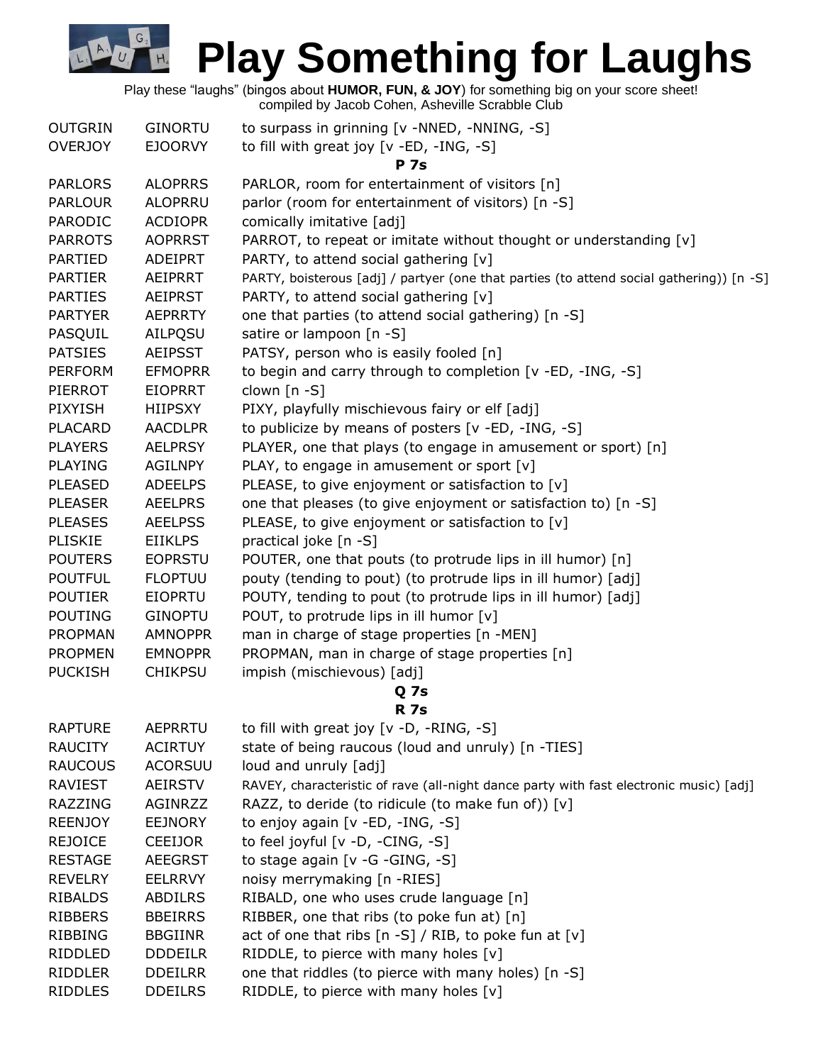# Play Something for Laughs

Play these "laughs" (bingos about **HUMOR, FUN, & JOY**) for something big on your score sheet!
compiled by Jacob Cohen, Asheville Scrabble Club

| | | |
|---|---|---|
| OUTGRIN | GINORTU | to surpass in grinning [v -NNED, -NNING, -S] |
| OVERJOY | EJOORVY | to fill with great joy [v -ED, -ING, -S] |
| | | **P 7s** |
| PARLORS | ALOPRRS | PARLOR, room for entertainment of visitors [n] |
| PARLOUR | ALOPRRU | parlor (room for entertainment of visitors) [n -S] |
| PARODIC | ACDIOPR | comically imitative [adj] |
| PARROTS | AOPRRST | PARROT, to repeat or imitate without thought or understanding [v] |
| PARTIED | ADEIPRT | PARTY, to attend social gathering [v] |
| PARTIER | AEIPRRT | PARTY, boisterous [adj] / partyer (one that parties (to attend social gathering)) [n -S] |
| PARTIES | AEIPRST | PARTY, to attend social gathering [v] |
| PARTYER | AEPRRTY | one that parties (to attend social gathering) [n -S] |
| PASQUIL | AILPQSU | satire or lampoon [n -S] |
| PATSIES | AEIPSST | PATSY, person who is easily fooled [n] |
| PERFORM | EFMOPRR | to begin and carry through to completion [v -ED, -ING, -S] |
| PIERROT | EIOPRRT | clown [n -S] |
| PIXYISH | HIIPSXY | PIXY, playfully mischievous fairy or elf [adj] |
| PLACARD | AACDLPR | to publicize by means of posters [v -ED, -ING, -S] |
| PLAYERS | AELPRSY | PLAYER, one that plays (to engage in amusement or sport) [n] |
| PLAYING | AGILNPY | PLAY, to engage in amusement or sport [v] |
| PLEASED | ADEELPS | PLEASE, to give enjoyment or satisfaction to [v] |
| PLEASER | AEELPRS | one that pleases (to give enjoyment or satisfaction to) [n -S] |
| PLEASES | AEELPSS | PLEASE, to give enjoyment or satisfaction to [v] |
| PLISKIE | EIIKLPS | practical joke [n -S] |
| POUTERS | EOPRSTU | POUTER, one that pouts (to protrude lips in ill humor) [n] |
| POUTFUL | FLOPTUU | pouty (tending to pout) (to protrude lips in ill humor) [adj] |
| POUTIER | EIOPRTU | POUTY, tending to pout (to protrude lips in ill humor) [adj] |
| POUTING | GINOPTU | POUT, to protrude lips in ill humor [v] |
| PROPMAN | AMNOPPR | man in charge of stage properties [n -MEN] |
| PROPMEN | EMNOPPR | PROPMAN, man in charge of stage properties [n] |
| PUCKISH | CHIKPSU | impish (mischievous) [adj] |
| | | **Q 7s** |
| | | **R 7s** |
| RAPTURE | AEPRRTU | to fill with great joy [v -D, -RING, -S] |
| RAUCITY | ACIRTUY | state of being raucous (loud and unruly) [n -TIES] |
| RAUCOUS | ACORSUU | loud and unruly [adj] |
| RAVIEST | AEIRSTV | RAVEY, characteristic of rave (all-night dance party with fast electronic music) [adj] |
| RAZZING | AGINRZZ | RAZZ, to deride (to ridicule (to make fun of)) [v] |
| REENJOY | EEJNORY | to enjoy again [v -ED, -ING, -S] |
| REJOICE | CEEIJOR | to feel joyful [v -D, -CING, -S] |
| RESTAGE | AEEGRST | to stage again [v -G -GING, -S] |
| REVELRY | EELRRVY | noisy merrymaking [n -RIES] |
| RIBALDS | ABDILRS | RIBALD, one who uses crude language [n] |
| RIBBERS | BBEIRRS | RIBBER, one that ribs (to poke fun at) [n] |
| RIBBING | BBGIINR | act of one that ribs [n -S] / RIB, to poke fun at [v] |
| RIDDLED | DDDEILR | RIDDLE, to pierce with many holes [v] |
| RIDDLER | DDEILRR | one that riddles (to pierce with many holes) [n -S] |
| RIDDLES | DDEILRS | RIDDLE, to pierce with many holes [v] |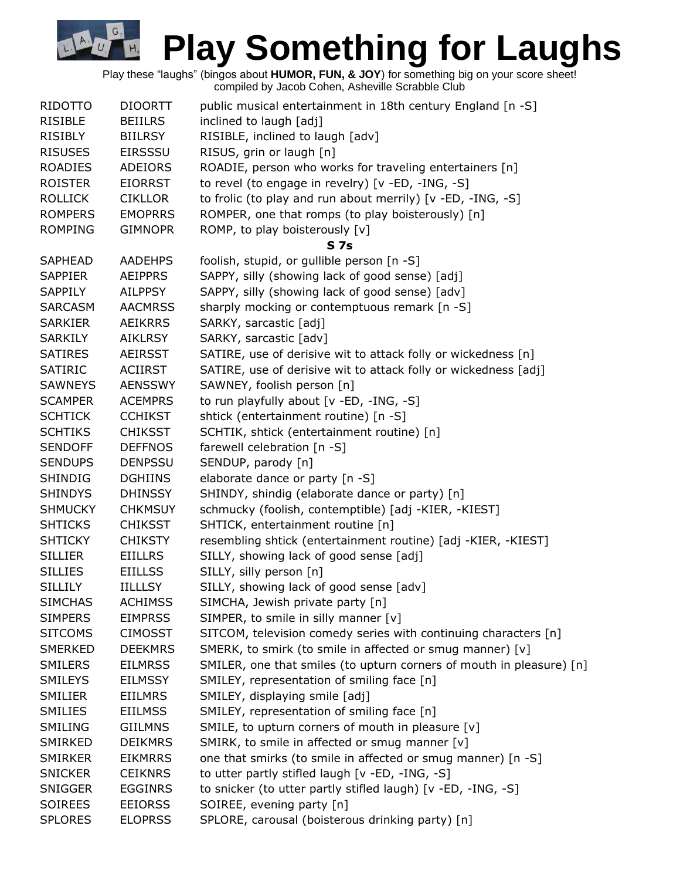# Play Something for Laughs

Play these "laughs" (bingos about **HUMOR, FUN, & JOY**) for something big on your score sheet!
compiled by Jacob Cohen, Asheville Scrabble Club

| | | |
|---|---|---|
| RIDOTTO | DIOORTT | public musical entertainment in 18th century England [n -S] |
| RISIBLE | BEIILRS | inclined to laugh [adj] |
| RISIBLY | BIILRSY | RISIBLE, inclined to laugh [adv] |
| RISUSES | EIRSSSU | RISUS, grin or laugh [n] |
| ROADIES | ADEIORS | ROADIE, person who works for traveling entertainers [n] |
| ROISTER | EIORRST | to revel (to engage in revelry) [v -ED, -ING, -S] |
| ROLLICK | CIKLLOR | to frolic (to play and run about merrily) [v -ED, -ING, -S] |
| ROMPERS | EMOPRRS | ROMPER, one that romps (to play boisterously) [n] |
| ROMPING | GIMNOPR | ROMP, to play boisterously [v] |
| | | **S 7s** |
| SAPHEAD | AADEHPS | foolish, stupid, or gullible person [n -S] |
| SAPPIER | AEIPPRS | SAPPY, silly (showing lack of good sense) [adj] |
| SAPPILY | AILPPSY | SAPPY, silly (showing lack of good sense) [adv] |
| SARCASM | AACMRSS | sharply mocking or contemptuous remark [n -S] |
| SARKIER | AEIKRRS | SARKY, sarcastic [adj] |
| SARKILY | AIKLRSY | SARKY, sarcastic [adv] |
| SATIRES | AEIRSST | SATIRE, use of derisive wit to attack folly or wickedness [n] |
| SATIRIC | ACIIRST | SATIRE, use of derisive wit to attack folly or wickedness [adj] |
| SAWNEYS | AENSSWY | SAWNEY, foolish person [n] |
| SCAMPER | ACEMPRS | to run playfully about [v -ED, -ING, -S] |
| SCHTICK | CCHIKST | shtick (entertainment routine) [n -S] |
| SCHTIKS | CHIKSST | SCHTIK, shtick (entertainment routine) [n] |
| SENDOFF | DEFFNOS | farewell celebration [n -S] |
| SENDUPS | DENPSSU | SENDUP, parody [n] |
| SHINDIG | DGHIINS | elaborate dance or party [n -S] |
| SHINDYS | DHINSSY | SHINDY, shindig (elaborate dance or party) [n] |
| SHMUCKY | CHKMSUY | schmucky (foolish, contemptible) [adj -KIER, -KIEST] |
| SHTICKS | CHIKSST | SHTICK, entertainment routine [n] |
| SHTICKY | CHIKSTY | resembling shtick (entertainment routine) [adj -KIER, -KIEST] |
| SILLIER | EIILLRS | SILLY, showing lack of good sense [adj] |
| SILLIES | EIILLSS | SILLY, silly person [n] |
| SILLILY | IILLLSY | SILLY, showing lack of good sense [adv] |
| SIMCHAS | ACHIMSS | SIMCHA, Jewish private party [n] |
| SIMPERS | EIMPRSS | SIMPER, to smile in silly manner [v] |
| SITCOMS | CIMOSST | SITCOM, television comedy series with continuing characters [n] |
| SMERKED | DEEKMRS | SMERK, to smirk (to smile in affected or smug manner) [v] |
| SMILERS | EILMRSS | SMILER, one that smiles (to upturn corners of mouth in pleasure) [n] |
| SMILEYS | EILMSSY | SMILEY, representation of smiling face [n] |
| SMILIER | EIILMRS | SMILEY, displaying smile [adj] |
| SMILIES | EIILMSS | SMILEY, representation of smiling face [n] |
| SMILING | GIILMNS | SMILE, to upturn corners of mouth in pleasure [v] |
| SMIRKED | DEIKMRS | SMIRK, to smile in affected or smug manner [v] |
| SMIRKER | EIKMRRS | one that smirks (to smile in affected or smug manner) [n -S] |
| SNICKER | CEIKNRS | to utter partly stifled laugh [v -ED, -ING, -S] |
| SNIGGER | EGGINRS | to snicker (to utter partly stifled laugh) [v -ED, -ING, -S] |
| SOIREES | EEIORSS | SOIREE, evening party [n] |
| SPLORES | ELOPRSS | SPLORE, carousal (boisterous drinking party) [n] |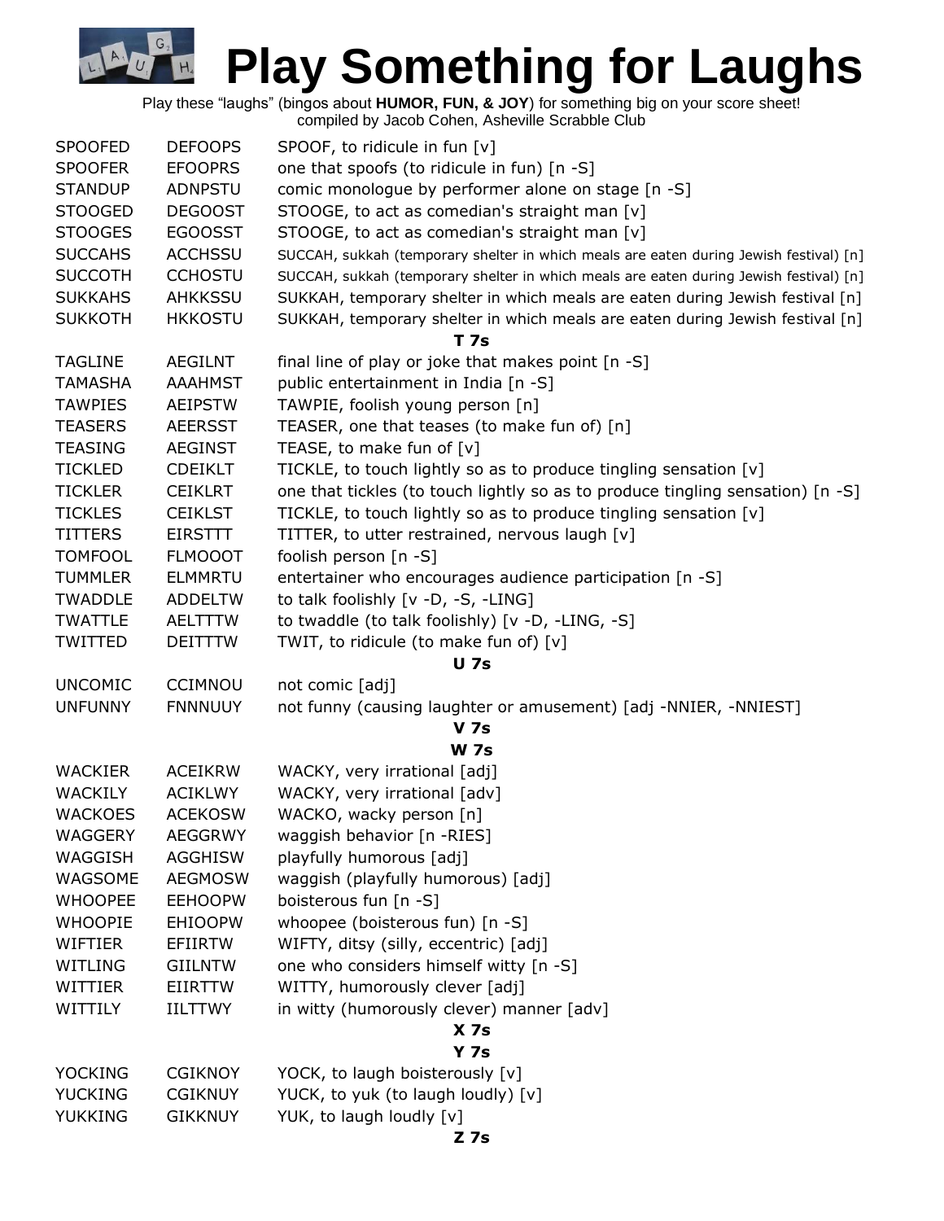# Play Something for Laughs

Play these "laughs" (bingos about **HUMOR, FUN, & JOY**) for something big on your score sheet!
compiled by Jacob Cohen, Asheville Scrabble Club

| | | |
|---|---|---|
| SPOOFED | DEFOOPS | SPOOF, to ridicule in fun [v] |
| SPOOFER | EFOOPRS | one that spoofs (to ridicule in fun) [n -S] |
| STANDUP | ADNPSTU | comic monologue by performer alone on stage [n -S] |
| STOOGED | DEGOOST | STOOGE, to act as comedian's straight man [v] |
| STOOGES | EGOOSST | STOOGE, to act as comedian's straight man [v] |
| SUCCAHS | ACCHSSU | SUCCAH, sukkah (temporary shelter in which meals are eaten during Jewish festival) [n] |
| SUCCOTH | CCHOSTU | SUCCAH, sukkah (temporary shelter in which meals are eaten during Jewish festival) [n] |
| SUKKAHS | AHKKSSU | SUKKAH, temporary shelter in which meals are eaten during Jewish festival [n] |
| SUKKOTH | HKKOSTU | SUKKAH, temporary shelter in which meals are eaten during Jewish festival [n] |
| | | **T 7s** |
| TAGLINE | AEGILNT | final line of play or joke that makes point [n -S] |
| TAMASHA | AAAHMST | public entertainment in India [n -S] |
| TAWPIES | AEIPSTW | TAWPIE, foolish young person [n] |
| TEASERS | AEERSST | TEASER, one that teases (to make fun of) [n] |
| TEASING | AEGINST | TEASE, to make fun of [v] |
| TICKLED | CDEIKLT | TICKLE, to touch lightly so as to produce tingling sensation [v] |
| TICKLER | CEIKLRT | one that tickles (to touch lightly so as to produce tingling sensation) [n -S] |
| TICKLES | CEIKLST | TICKLE, to touch lightly so as to produce tingling sensation [v] |
| TITTERS | EIRSTTT | TITTER, to utter restrained, nervous laugh [v] |
| TOMFOOL | FLMOOOT | foolish person [n -S] |
| TUMMLER | ELMMRTU | entertainer who encourages audience participation [n -S] |
| TWADDLE | ADDELTW | to talk foolishly [v -D, -S, -LING] |
| TWATTLE | AELTTTW | to twaddle (to talk foolishly) [v -D, -LING, -S] |
| TWITTED | DEITTTW | TWIT, to ridicule (to make fun of) [v] |
| | | **U 7s** |
| UNCOMIC | CCIMNOU | not comic [adj] |
| UNFUNNY | FNNNUUY | not funny (causing laughter or amusement) [adj -NNIER, -NNIEST] |
| | | **V 7s** |
| | | **W 7s** |
| WACKIER | ACEIKRW | WACKY, very irrational [adj] |
| WACKILY | ACIKLWY | WACKY, very irrational [adv] |
| WACKOES | ACEKOSW | WACKO, wacky person [n] |
| WAGGERY | AEGGRWY | waggish behavior [n -RIES] |
| WAGGISH | AGGHISW | playfully humorous [adj] |
| WAGSOME | AEGMOSW | waggish (playfully humorous) [adj] |
| WHOOPEE | EEHOOPW | boisterous fun [n -S] |
| WHOOPIE | EHIOOPW | whoopee (boisterous fun) [n -S] |
| WIFTIER | EFIIRTW | WIFTY, ditsy (silly, eccentric) [adj] |
| WITLING | GIILNTW | one who considers himself witty [n -S] |
| WITTIER | EIIRTTW | WITTY, humorously clever [adj] |
| WITTILY | IILTTWY | in witty (humorously clever) manner [adv] |
| | | **X 7s** |
| | | **Y 7s** |
| YOCKING | CGIKNOY | YOCK, to laugh boisterously [v] |
| YUCKING | CGIKNUY | YUCK, to yuk (to laugh loudly) [v] |
| YUKKING | GIKKNUY | YUK, to laugh loudly [v] |
| | | **Z 7s** |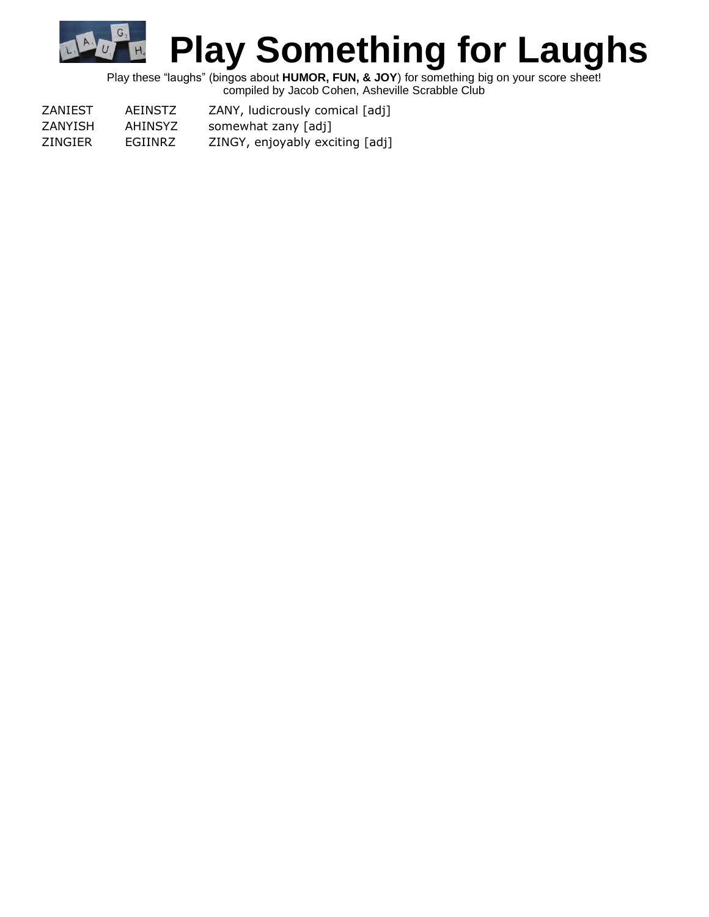# Play Something for Laughs

Play these "laughs" (bingos about **HUMOR, FUN, & JOY**) for something big on your score sheet!
compiled by Jacob Cohen, Asheville Scrabble Club

| | | |
|---|---|---|
| ZANIEST | AEINSTZ | ZANY, ludicrously comical [adj] |
| ZANYISH | AHINSYZ | somewhat zany [adj] |
| ZINGIER | EGIINRZ | ZINGY, enjoyably exciting [adj] |